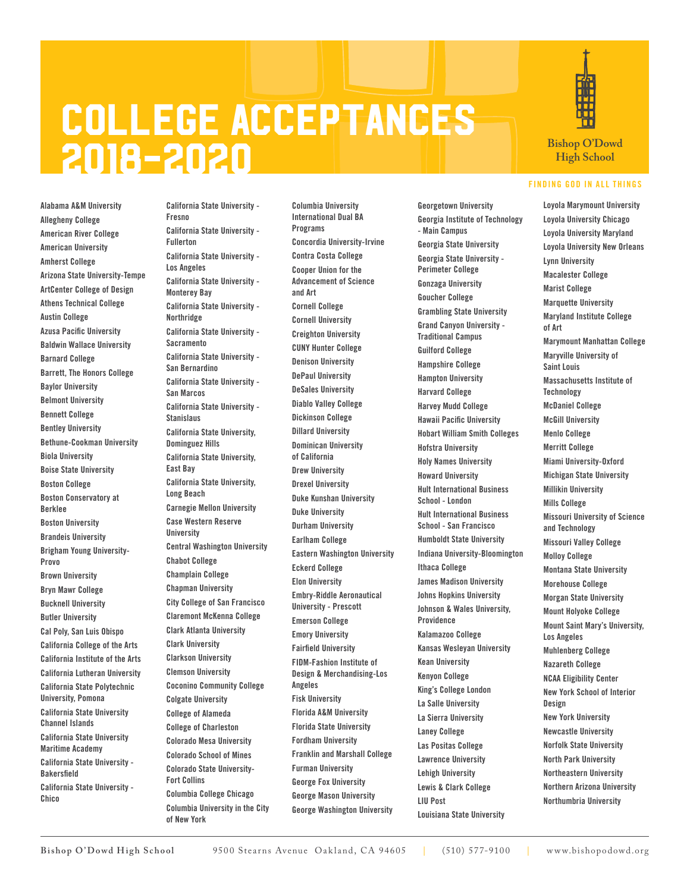# COLLEGE ACCEPTANCES 2018-2020

Bishop O'Dowd High School

FINDING GOD IN ALL THINGS

- Alabama A&M University
- Allegheny College
- American River College
- American University
- Amherst College
- Arizona State University-Tempe
- ArtCenter College of Design
- Athens Technical College
- Austin College
- Azusa Pacific University
- Baldwin Wallace University
- Barnard College
- Barrett, The Honors College
- Baylor University
- Belmont University
- Bennett College
- Bentley University
- Bethune-Cookman University
- Biola University
- Boise State University
- Boston College
- Boston Conservatory at Berklee
- Boston University
- Brandeis University
- Brigham Young University-Provo
- Brown University
- Bryn Mawr College
- Bucknell University
- Butler University
- Cal Poly, San Luis Obispo
- California College of the Arts
- California Institute of the Arts
- California Lutheran University
- California State Polytechnic University, Pomona
- California State University Channel Islands
- California State University Maritime Academy
- California State University - Bakersfield
- California State University - Chico
- California State University - Fresno
- California State University - Fullerton
- California State University - Los Angeles
- California State University - Monterey Bay
- California State University - Northridge
- California State University - Sacramento
- California State University - San Bernardino
- California State University - San Marcos
- California State University - Stanislaus
- California State University, Dominguez Hills
- California State University, East Bay
- California State University, Long Beach
- Carnegie Mellon University
- Case Western Reserve University
- Central Washington University
- Chabot College
- Champlain College
- Chapman University
- City College of San Francisco
- Claremont McKenna College
- Clark Atlanta University
- Clark University
- Clarkson University
- Clemson University
- Coconino Community College
- Colgate University
- College of Alameda
- College of Charleston
- Colorado Mesa University
- Colorado School of Mines
- Colorado State University-Fort Collins
- Columbia College Chicago
- Columbia University in the City of New York
- Columbia University International Dual BA Programs
- Concordia University-Irvine
- Contra Costa College
- Cooper Union for the Advancement of Science and Art
- Cornell College
- Cornell University
- Creighton University
- CUNY Hunter College
- Denison University
- DePaul University
- DeSales University
- Diablo Valley College
- Dickinson College
- Dillard University
- Dominican University of California
- Drew University
- Drexel University
- Duke Kunshan University
- Duke University
- Durham University
- Earlham College
- Eastern Washington University
- Eckerd College
- Elon University
- Embry-Riddle Aeronautical University - Prescott
- Emerson College
- Emory University
- Fairfield University
- FIDM-Fashion Institute of Design & Merchandising-Los Angeles
- Fisk University
- Florida A&M University
- Florida State University
- Fordham University
- Franklin and Marshall College
- Furman University
- George Fox University
- George Mason University
- George Washington University
- Georgetown University
- Georgia Institute of Technology - Main Campus
- Georgia State University
- Georgia State University - Perimeter College
- Gonzaga University
- Goucher College
- Grambling State University
- Grand Canyon University - Traditional Campus
- Guilford College
- Hampshire College
- Hampton University
- Harvard College
- Harvey Mudd College
- Hawaii Pacific University
- Hobart William Smith Colleges
- Hofstra University
- Holy Names University
- Howard University
- Hult International Business School - London
- Hult International Business School - San Francisco
- Humboldt State University
- Indiana University-Bloomington
- Ithaca College
- James Madison University
- Johns Hopkins University
- Johnson & Wales University, Providence
- Kalamazoo College
- Kansas Wesleyan University
- Kean University
- Kenyon College
- King's College London
- La Salle University
- La Sierra University
- Laney College
- Las Positas College
- Lawrence University
- Lehigh University
- Lewis & Clark College
- LIU Post
- Louisiana State University
- Loyola Marymount University
- Loyola University Chicago
- Loyola University Maryland
- Loyola University New Orleans
- Lynn University
- Macalester College
- Marist College
- Marquette University
- Maryland Institute College of Art
- Marymount Manhattan College
- Maryville University of Saint Louis
- Massachusetts Institute of Technology
- McDaniel College
- McGill University
- Menlo College
- Merritt College
- Miami University-Oxford
- Michigan State University
- Millikin University
- Mills College
- Missouri University of Science and Technology
- Missouri Valley College
- Molloy College
- Montana State University
- Morehouse College
- Morgan State University
- Mount Holyoke College
- Mount Saint Mary's University, Los Angeles
- Muhlenberg College
- Nazareth College
- NCAA Eligibility Center
- New York School of Interior Design
- New York University
- Newcastle University
- Norfolk State University
- North Park University
- Northeastern University
- Northern Arizona University
- Northumbria University

Bishop O'Dowd High School | 9500 Stearns Avenue Oakland, CA 94605 | (510) 577-9100 | www.bishopodowd.org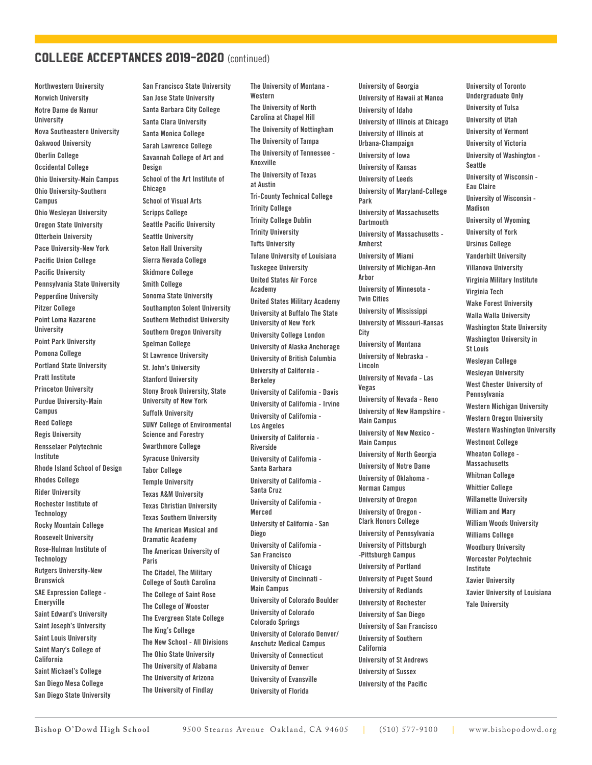## COLLEGE ACCEPTANCES 2019–2020 (continued)

Northwestern University
Norwich University
Notre Dame de Namur University
Nova Southeastern University
Oakwood University
Oberlin College
Occidental College
Ohio University-Main Campus
Ohio University-Southern Campus
Ohio Wesleyan University
Oregon State University
Otterbein University
Pace University-New York
Pacific Union College
Pacific University
Pennsylvania State University
Pepperdine University
Pitzer College
Point Loma Nazarene University
Point Park University
Pomona College
Portland State University
Pratt Institute
Princeton University
Purdue University-Main Campus
Reed College
Regis University
Rensselaer Polytechnic Institute
Rhode Island School of Design
Rhodes College
Rider University
Rochester Institute of Technology
Rocky Mountain College
Roosevelt University
Rose-Hulman Institute of Technology
Rutgers University-New Brunswick
SAE Expression College - Emeryville
Saint Edward's University
Saint Joseph's University
Saint Louis University
Saint Mary's College of California
Saint Michael's College
San Diego Mesa College
San Diego State University
San Francisco State University
San Jose State University
Santa Barbara City College
Santa Clara University
Santa Monica College
Sarah Lawrence College
Savannah College of Art and Design
School of the Art Institute of Chicago
School of Visual Arts
Scripps College
Seattle Pacific University
Seattle University
Seton Hall University
Sierra Nevada College
Skidmore College
Smith College
Sonoma State University
Southampton Solent University
Southern Methodist University
Southern Oregon University
Spelman College
St Lawrence University
St. John's University
Stanford University
Stony Brook University, State University of New York
Suffolk University
SUNY College of Environmental Science and Forestry
Swarthmore College
Syracuse University
Tabor College
Temple University
Texas A&M University
Texas Christian University
Texas Southern University
The American Musical and Dramatic Academy
The American University of Paris
The Citadel, The Military College of South Carolina
The College of Saint Rose
The College of Wooster
The Evergreen State College
The King's College
The New School - All Divisions
The Ohio State University
The University of Alabama
The University of Arizona
The University of Findlay
The University of Montana - Western
The University of North Carolina at Chapel Hill
The University of Nottingham
The University of Tampa
The University of Tennessee - Knoxville
The University of Texas at Austin
Tri-County Technical College
Trinity College
Trinity College Dublin
Trinity University
Tufts University
Tulane University of Louisiana
Tuskegee University
United States Air Force Academy
United States Military Academy
University at Buffalo The State University of New York
University College London
University of Alaska Anchorage
University of British Columbia
University of California - Berkeley
University of California - Davis
University of California - Irvine
University of California - Los Angeles
University of California - Riverside
University of California - Santa Barbara
University of California - Santa Cruz
University of California - Merced
University of California - San Diego
University of California - San Francisco
University of Chicago
University of Cincinnati - Main Campus
University of Colorado Boulder
University of Colorado Colorado Springs
University of Colorado Denver/ Anschutz Medical Campus
University of Connecticut
University of Denver
University of Evansville
University of Florida
University of Georgia
University of Hawaii at Manoa
University of Idaho
University of Illinois at Chicago
University of Illinois at Urbana-Champaign
University of Iowa
University of Kansas
University of Leeds
University of Maryland-College Park
University of Massachusetts Dartmouth
University of Massachusetts - Amherst
University of Miami
University of Michigan-Ann Arbor
University of Minnesota - Twin Cities
University of Mississippi
University of Missouri-Kansas City
University of Montana
University of Nebraska - Lincoln
University of Nevada - Las Vegas
University of Nevada - Reno
University of New Hampshire - Main Campus
University of New Mexico - Main Campus
University of North Georgia
University of Notre Dame
University of Oklahoma - Norman Campus
University of Oregon
University of Oregon - Clark Honors College
University of Pennsylvania
University of Pittsburgh -Pittsburgh Campus
University of Portland
University of Puget Sound
University of Redlands
University of Rochester
University of San Diego
University of San Francisco
University of Southern California
University of St Andrews
University of Sussex
University of the Pacific
University of Toronto Undergraduate Only
University of Tulsa
University of Utah
University of Vermont
University of Victoria
University of Washington - Seattle
University of Wisconsin - Eau Claire
University of Wisconsin - Madison
University of Wyoming
University of York
Ursinus College
Vanderbilt University
Villanova University
Virginia Military Institute
Virginia Tech
Wake Forest University
Walla Walla University
Washington State University
Washington University in St Louis
Wesleyan College
Wesleyan University
West Chester University of Pennsylvania
Western Michigan University
Western Oregon University
Western Washington University
Westmont College
Wheaton College - Massachusetts
Whitman College
Whittier College
Willamette University
William and Mary
William Woods University
Williams College
Woodbury University
Worcester Polytechnic Institute
Xavier University
Xavier University of Louisiana
Yale University